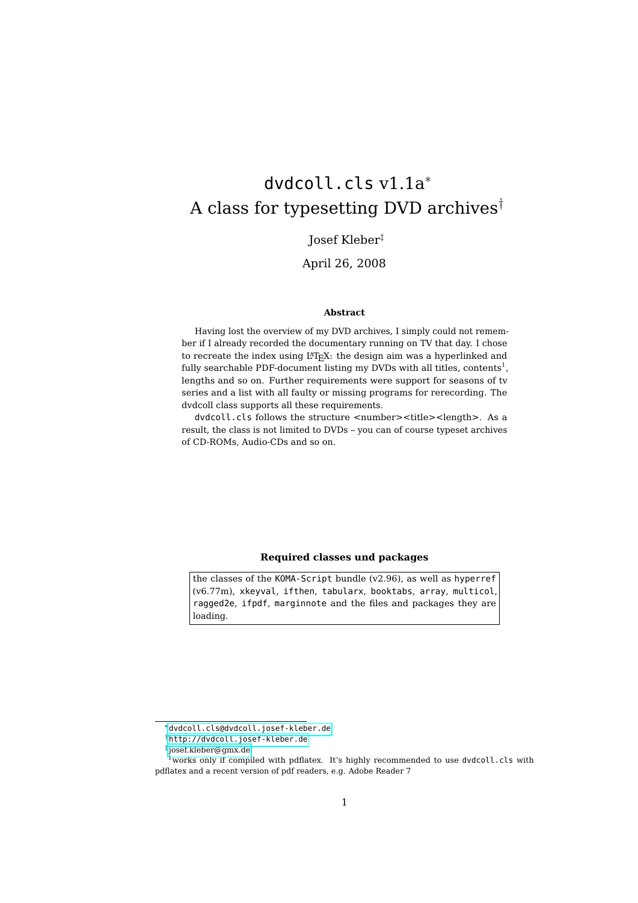# dvdcoll.cls v1.1a[*]
# A class for typesetting DVD archives[†]

Josef Kleber[‡]

April 26, 2008

**Abstract**

Having lost the overview of my DVD archives, I simply could not remember if I already recorded the documentary running on TV that day. I chose to recreate the index using LaTeX: the design aim was a hyperlinked and fully searchable PDF-document listing my DVDs with all titles, contents[1], lengths and so on. Further requirements were support for seasons of tv series and a list with all faulty or missing programs for rerecording. The dvdcoll class supports all these requirements.

dvdcoll.cls follows the structure <number><title><length>. As a result, the class is not limited to DVDs – you can of course typeset archives of CD-ROMs, Audio-CDs and so on.

**Required classes und packages**

| the classes of the KOMA-Script bundle (v2.96), as well as hyperref (v6.77m), xkeyval, ifthen, tabularx, booktabs, array, multicol, ragged2e, ifpdf, marginnote and the files and packages they are loading. |
|---|

---

[*] dvdcoll.cls@dvdcoll.josef-kleber.de

[†] http://dvdcoll.josef-kleber.de

[‡] josef.kleber@gmx.de

[1] works only if compiled with pdflatex. It's highly recommended to use dvdcoll.cls with pdflatex and a recent version of pdf readers, e.g. Adobe Reader 7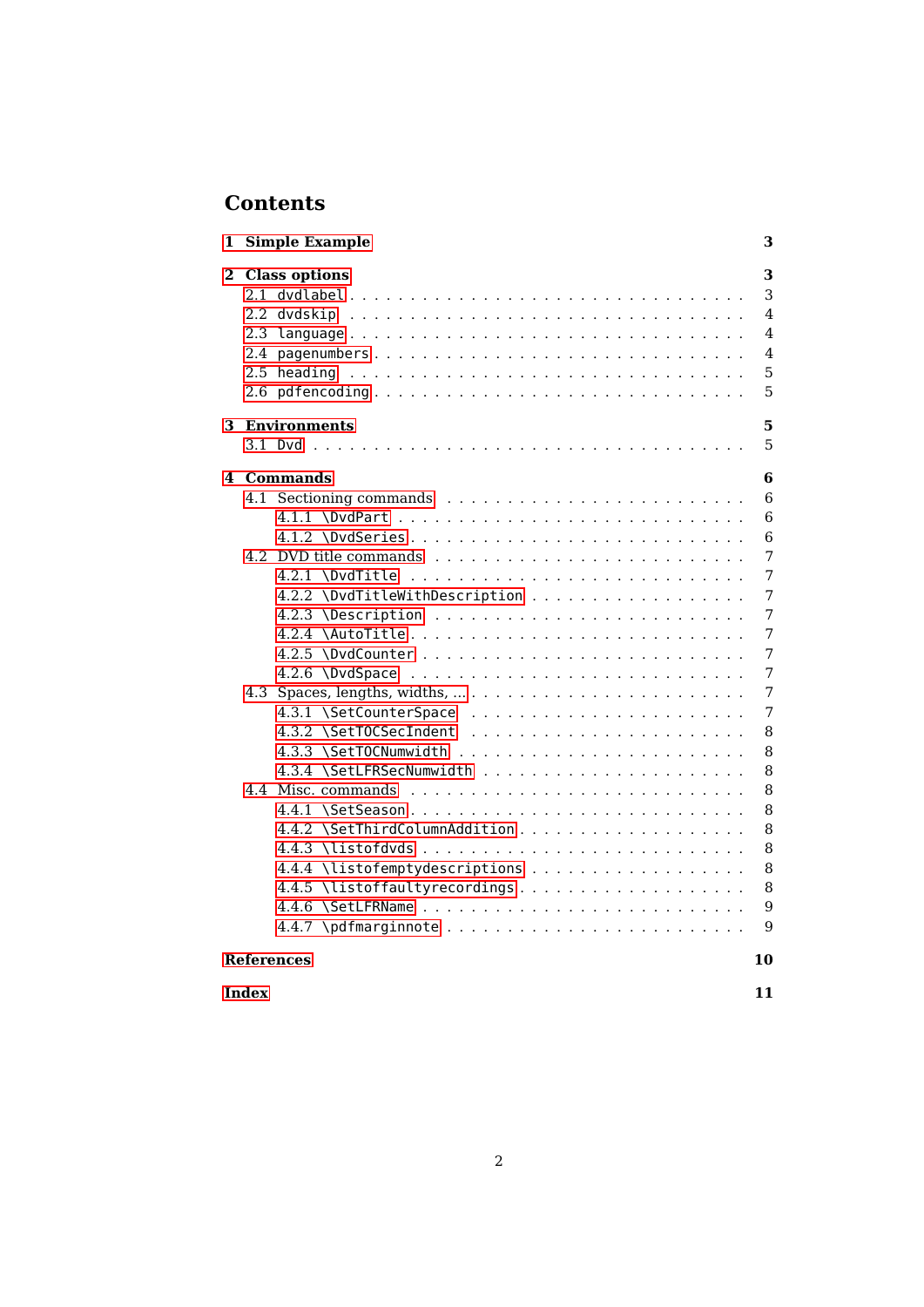# Contents

- 1 Simple Example — 3
- 2 Class options — 3
  - 2.1 dvdlabel — 3
  - 2.2 dvdskip — 4
  - 2.3 language — 4
  - 2.4 pagenumbers — 4
  - 2.5 heading — 5
  - 2.6 pdfencoding — 5
- 3 Environments — 5
  - 3.1 Dvd — 5
- 4 Commands — 6
  - 4.1 Sectioning commands — 6
    - 4.1.1 \DvdPart — 6
    - 4.1.2 \DvdSeries — 6
  - 4.2 DVD title commands — 7
    - 4.2.1 \DvdTitle — 7
    - 4.2.2 \DvdTitleWithDescription — 7
    - 4.2.3 \Description — 7
    - 4.2.4 \AutoTitle — 7
    - 4.2.5 \DvdCounter — 7
    - 4.2.6 \DvdSpace — 7
  - 4.3 Spaces, lengths, widths, ... — 7
    - 4.3.1 \SetCounterSpace — 7
    - 4.3.2 \SetTOCSecIndent — 8
    - 4.3.3 \SetTOCNumwidth — 8
    - 4.3.4 \SetLFRSecNumwidth — 8
  - 4.4 Misc. commands — 8
    - 4.4.1 \SetSeason — 8
    - 4.4.2 \SetThirdColumnAddition — 8
    - 4.4.3 \listofdvds — 8
    - 4.4.4 \listofemptydescriptions — 8
    - 4.4.5 \listoffaultyrecordings — 8
    - 4.4.6 \SetLFRName — 9
    - 4.4.7 \pdfmarginnote — 9
- References — 10
- Index — 11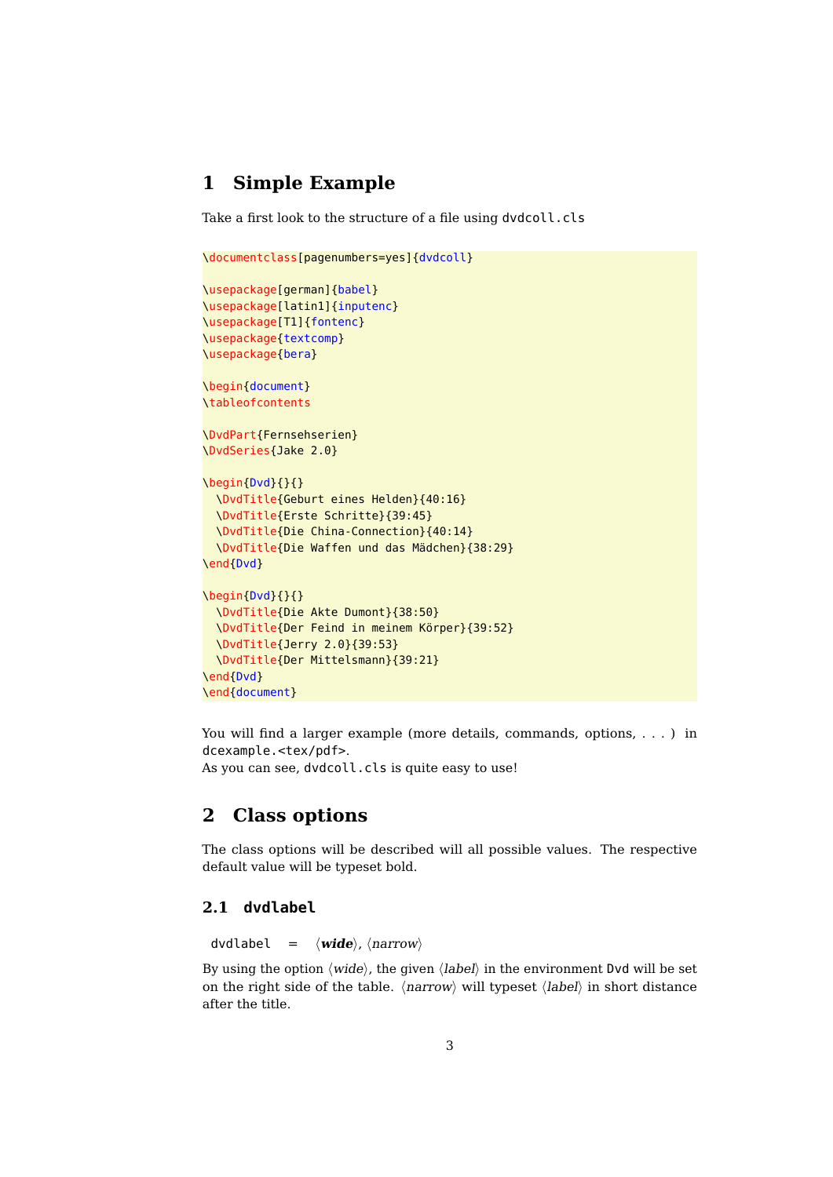# 1 Simple Example

Take a first look to the structure of a file using `dvdcoll.cls`

```
\documentclass[pagenumbers=yes]{dvdcoll}

\usepackage[german]{babel}
\usepackage[latin1]{inputenc}
\usepackage[T1]{fontenc}
\usepackage{textcomp}
\usepackage{bera}

\begin{document}
\tableofcontents

\DvdPart{Fernsehserien}
\DvdSeries{Jake 2.0}

\begin{Dvd}{}{}
  \DvdTitle{Geburt eines Helden}{40:16}
  \DvdTitle{Erste Schritte}{39:45}
  \DvdTitle{Die China-Connection}{40:14}
  \DvdTitle{Die Waffen und das Mädchen}{38:29}
\end{Dvd}

\begin{Dvd}{}{}
  \DvdTitle{Die Akte Dumont}{38:50}
  \DvdTitle{Der Feind in meinem Körper}{39:52}
  \DvdTitle{Jerry 2.0}{39:53}
  \DvdTitle{Der Mittelsmann}{39:21}
\end{Dvd}
\end{document}
```

You will find a larger example (more details, commands, options, . . . ) in `dcexample.<tex/pdf>`.
As you can see, `dvdcoll.cls` is quite easy to use!

# 2 Class options

The class options will be described will all possible values. The respective default value will be typeset bold.

## 2.1 `dvdlabel`

`dvdlabel` = ⟨***wide***⟩, ⟨*narrow*⟩

By using the option ⟨*wide*⟩, the given ⟨*label*⟩ in the environment `Dvd` will be set on the right side of the table. ⟨*narrow*⟩ will typeset ⟨*label*⟩ in short distance after the title.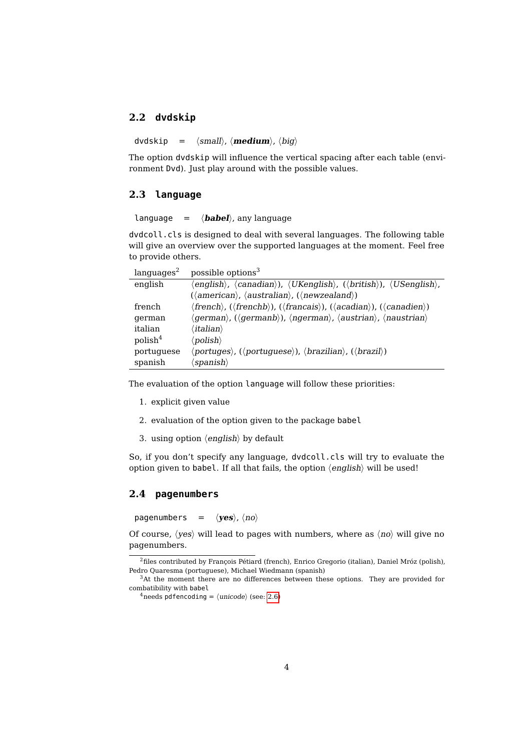## 2.2 dvdskip

dvdskip = ⟨*small*⟩, ⟨***medium***⟩, ⟨*big*⟩

The option dvdskip will influence the vertical spacing after each table (environment Dvd). Just play around with the possible values.

## 2.3 language

language = ⟨***babel***⟩, any language

dvdcoll.cls is designed to deal with several languages. The following table will give an overview over the supported languages at the moment. Feel free to provide others.

| languages[2] | possible options[3] |
|---|---|
| english | ⟨*english*⟩, ⟨*canadian*⟩), ⟨*UKenglish*⟩, (⟨*british*⟩), ⟨*USenglish*⟩, (⟨*american*⟩, ⟨*australian*⟩, (⟨*newzealand*⟩) |
| french | ⟨*french*⟩, (⟨*frenchb*⟩), (⟨*francais*⟩), (⟨*acadian*⟩), (⟨*canadien*⟩) |
| german | ⟨*german*⟩, (⟨*germanb*⟩), ⟨*ngerman*⟩, ⟨*austrian*⟩, ⟨*naustrian*⟩ |
| italian | ⟨*italian*⟩ |
| polish[4] | ⟨*polish*⟩ |
| portuguese | ⟨*portuges*⟩, (⟨*portuguese*⟩), ⟨*brazilian*⟩, (⟨*brazil*⟩) |
| spanish | ⟨*spanish*⟩ |

The evaluation of the option language will follow these priorities:

1. explicit given value
2. evaluation of the option given to the package babel
3. using option ⟨*english*⟩ by default

So, if you don't specify any language, dvdcoll.cls will try to evaluate the option given to babel. If all that fails, the option ⟨*english*⟩ will be used!

## 2.4 pagenumbers

pagenumbers = ⟨***yes***⟩, ⟨*no*⟩

Of course, ⟨*yes*⟩ will lead to pages with numbers, where as ⟨*no*⟩ will give no pagenumbers.

---

[2] files contributed by François Pétiard (french), Enrico Gregorio (italian), Daniel Mróz (polish), Pedro Quaresma (portuguese), Michael Wiedmann (spanish)

[3] At the moment there are no differences between these options. They are provided for combatibility with babel

[4] needs pdfencoding = ⟨*unicode*⟩ (see: 2.6)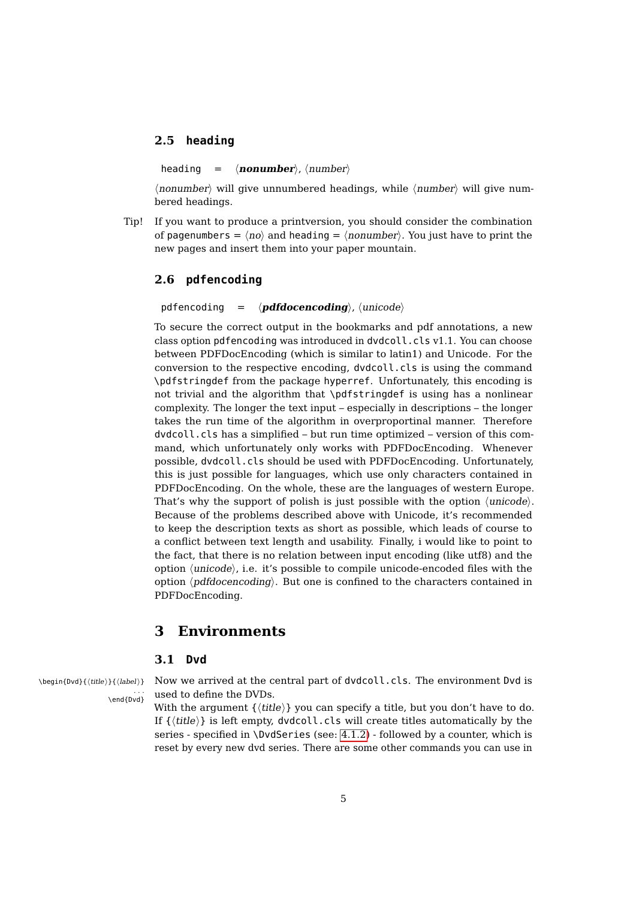### 2.5 heading

`heading` = ⟨***nonumber***⟩, ⟨*number*⟩

⟨*nonumber*⟩ will give unnumbered headings, while ⟨*number*⟩ will give numbered headings.

Tip! If you want to produce a printversion, you should consider the combination of `pagenumbers` = ⟨*no*⟩ and `heading` = ⟨*nonumber*⟩. You just have to print the new pages and insert them into your paper mountain.

### 2.6 pdfencoding

`pdfencoding` = ⟨***pdfdocencoding***⟩, ⟨*unicode*⟩

To secure the correct output in the bookmarks and pdf annotations, a new class option `pdfencoding` was introduced in `dvdcoll.cls` v1.1. You can choose between PDFDocEncoding (which is similar to latin1) and Unicode. For the conversion to the respective encoding, `dvdcoll.cls` is using the command `\pdfstringdef` from the package `hyperref`. Unfortunately, this encoding is not trivial and the algorithm that `\pdfstringdef` is using has a nonlinear complexity. The longer the text input – especially in descriptions – the longer takes the run time of the algorithm in overproportinal manner. Therefore `dvdcoll.cls` has a simplified – but run time optimized – version of this command, which unfortunately only works with PDFDocEncoding. Whenever possible, `dvdcoll.cls` should be used with PDFDocEncoding. Unfortunately, this is just possible for languages, which use only characters contained in PDFDocEncoding. On the whole, these are the languages of western Europe. That's why the support of polish is just possible with the option ⟨*unicode*⟩. Because of the problems described above with Unicode, it's recommended to keep the description texts as short as possible, which leads of course to a conflict between text length and usability. Finally, i would like to point to the fact, that there is no relation between input encoding (like utf8) and the option ⟨*unicode*⟩, i.e. it's possible to compile unicode-encoded files with the option ⟨*pdfdocencoding*⟩. But one is confined to the characters contained in PDFDocEncoding.

## 3 Environments

### 3.1 Dvd

`\begin{Dvd}{⟨title⟩}{⟨label⟩}` ... `\end{Dvd}`

Now we arrived at the central part of `dvdcoll.cls`. The environment `Dvd` is used to define the DVDs.
With the argument {⟨*title*⟩} you can specify a title, but you don't have to do. If {⟨*title*⟩} is left empty, `dvdcoll.cls` will create titles automatically by the series - specified in `\DvdSeries` (see: 4.1.2) - followed by a counter, which is reset by every new dvd series. There are some other commands you can use in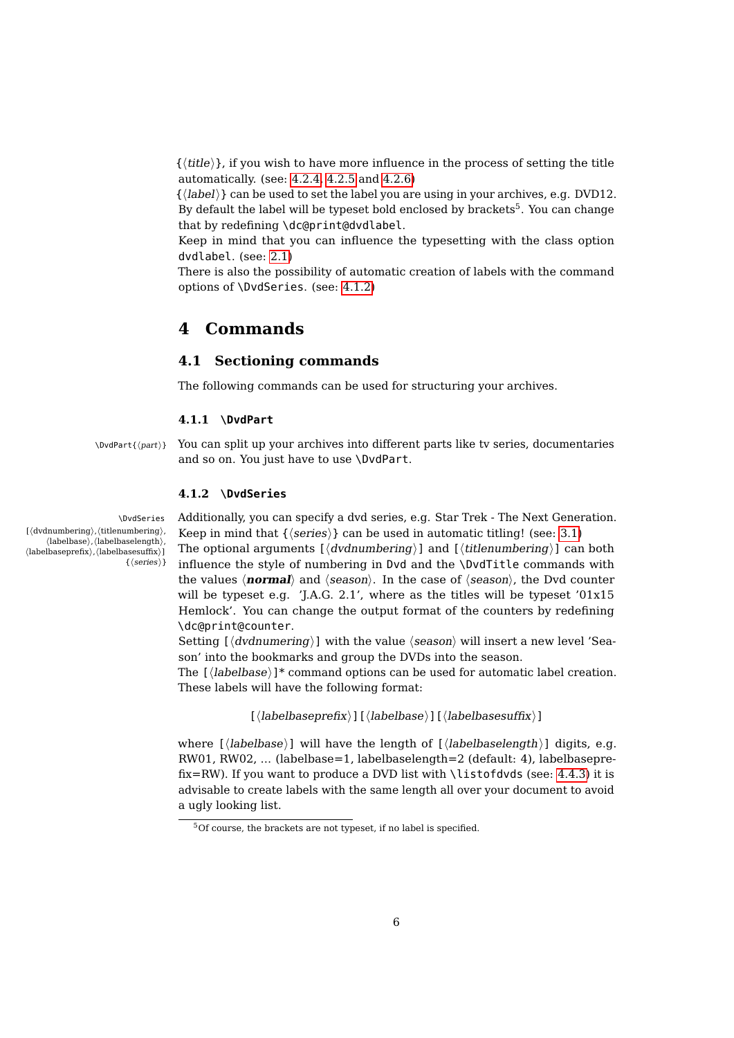{⟨*title*⟩}, if you wish to have more influence in the process of setting the title automatically. (see: 4.2.4, 4.2.5 and 4.2.6)

{⟨*label*⟩} can be used to set the label you are using in your archives, e.g. DVD12. By default the label will be typeset bold enclosed by brackets[5]. You can change that by redefining `\dc@print@dvdlabel`.

Keep in mind that you can influence the typesetting with the class option `dvdlabel`. (see: 2.1)

There is also the possibility of automatic creation of labels with the command options of `\DvdSeries`. (see: 4.1.2)

# 4 Commands

## 4.1 Sectioning commands

The following commands can be used for structuring your archives.

### 4.1.1 `\DvdPart`

`\DvdPart{⟨part⟩}`

You can split up your archives into different parts like tv series, documentaries and so on. You just have to use `\DvdPart`.

### 4.1.2 `\DvdSeries`

`\DvdSeries [⟨dvdnumbering⟩,⟨titlenumbering⟩, ⟨labelbase⟩,⟨labelbaselength⟩, ⟨labelbaseprefix⟩,⟨labelbasesuffix⟩] {⟨series⟩}`

Additionally, you can specify a dvd series, e.g. Star Trek - The Next Generation. Keep in mind that {⟨*series*⟩} can be used in automatic titling! (see: 3.1)

The optional arguments [⟨*dvdnumbering*⟩] and [⟨*titlenumbering*⟩] can both influence the style of numbering in `Dvd` and the `\DvdTitle` commands with the values ⟨***normal***⟩ and ⟨*season*⟩. In the case of ⟨*season*⟩, the Dvd counter will be typeset e.g. 'J.A.G. 2.1', where as the titles will be typeset '01x15 Hemlock'. You can change the output format of the counters by redefining `\dc@print@counter`.

Setting [⟨*dvdnumering*⟩] with the value ⟨*season*⟩ will insert a new level 'Season' into the bookmarks and group the DVDs into the season.

The [⟨*labelbase*⟩]* command options can be used for automatic label creation. These labels will have the following format:

[⟨*labelbaseprefix*⟩][⟨*labelbase*⟩][⟨*labelbasesuffix*⟩]

where [⟨*labelbase*⟩] will have the length of [⟨*labelbaselength*⟩] digits, e.g. RW01, RW02, ... (labelbase=1, labelbaselength=2 (default: 4), labelbaseprefix=RW). If you want to produce a DVD list with `\listofdvds` (see: 4.4.3) it is advisable to create labels with the same length all over your document to avoid a ugly looking list.

[5] Of course, the brackets are not typeset, if no label is specified.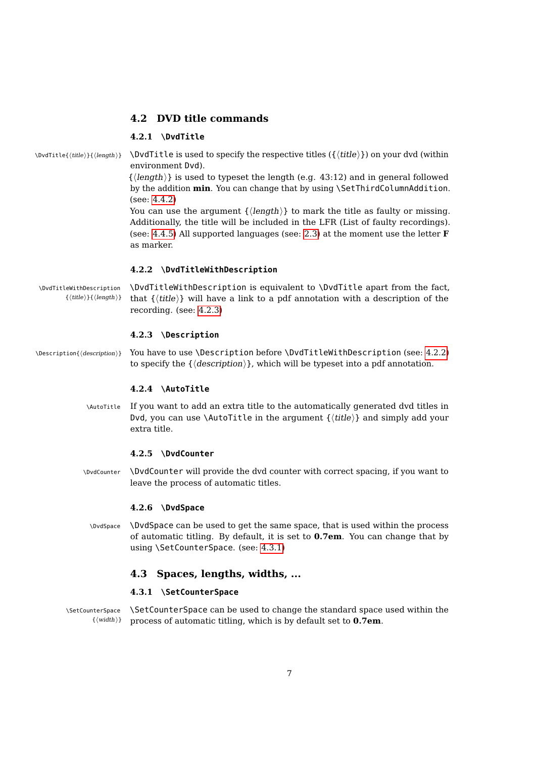## 4.2 DVD title commands

### 4.2.1 `\DvdTitle`

`\DvdTitle{⟨title⟩}{⟨length⟩}`

`\DvdTitle` is used to specify the respective titles ({⟨*title*⟩}) on your dvd (within environment `Dvd`).

{⟨*length*⟩} is used to typeset the length (e.g. 43:12) and in general followed by the addition **min**. You can change that by using `\SetThirdColumnAddition`. (see: 4.4.2)

You can use the argument {⟨*length*⟩} to mark the title as faulty or missing. Additionally, the title will be included in the LFR (List of faulty recordings). (see: 4.4.5) All supported languages (see: 2.3) at the moment use the letter **F** as marker.

### 4.2.2 `\DvdTitleWithDescription`

`\DvdTitleWithDescription{⟨title⟩}{⟨length⟩}`

`\DvdTitleWithDescription` is equivalent to `\DvdTitle` apart from the fact, that {⟨*title*⟩} will have a link to a pdf annotation with a description of the recording. (see: 4.2.3)

### 4.2.3 `\Description`

`\Description{⟨description⟩}`

You have to use `\Description` before `\DvdTitleWithDescription` (see: 4.2.2) to specify the {⟨*description*⟩}, which will be typeset into a pdf annotation.

### 4.2.4 `\AutoTitle`

`\AutoTitle`

If you want to add an extra title to the automatically generated dvd titles in `Dvd`, you can use `\AutoTitle` in the argument {⟨*title*⟩} and simply add your extra title.

### 4.2.5 `\DvdCounter`

`\DvdCounter`

`\DvdCounter` will provide the dvd counter with correct spacing, if you want to leave the process of automatic titles.

### 4.2.6 `\DvdSpace`

`\DvdSpace`

`\DvdSpace` can be used to get the same space, that is used within the process of automatic titling. By default, it is set to **0.7em**. You can change that by using `\SetCounterSpace`. (see: 4.3.1)

## 4.3 Spaces, lengths, widths, ...

### 4.3.1 `\SetCounterSpace`

`\SetCounterSpace{⟨width⟩}`

`\SetCounterSpace` can be used to change the standard space used within the process of automatic titling, which is by default set to **0.7em**.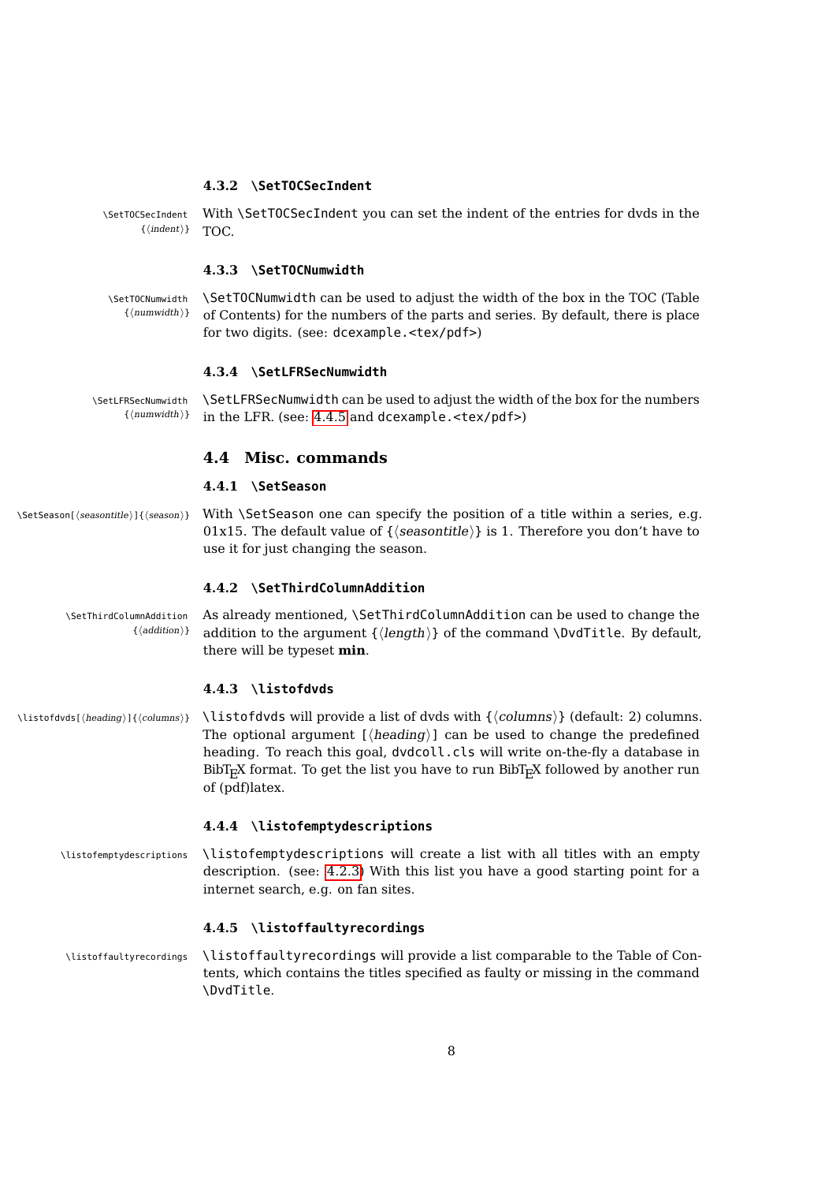#### 4.3.2 `\SetTOCSecIndent`

`\SetTOCSecIndent {⟨indent⟩}`

With `\SetTOCSecIndent` you can set the indent of the entries for dvds in the TOC.

#### 4.3.3 `\SetTOCNumwidth`

`\SetTOCNumwidth {⟨numwidth⟩}`

`\SetTOCNumwidth` can be used to adjust the width of the box in the TOC (Table of Contents) for the numbers of the parts and series. By default, there is place for two digits. (see: `dcexample.<tex/pdf>`)

#### 4.3.4 `\SetLFRSecNumwidth`

`\SetLFRSecNumwidth {⟨numwidth⟩}`

`\SetLFRSecNumwidth` can be used to adjust the width of the box for the numbers in the LFR. (see: 4.4.5 and `dcexample.<tex/pdf>`)

### 4.4 Misc. commands

#### 4.4.1 `\SetSeason`

`\SetSeason[⟨seasontitle⟩]{⟨season⟩}`

With `\SetSeason` one can specify the position of a title within a series, e.g. 01x15. The default value of {⟨*seasontitle*⟩} is 1. Therefore you don't have to use it for just changing the season.

#### 4.4.2 `\SetThirdColumnAddition`

`\SetThirdColumnAddition {⟨addition⟩}`

As already mentioned, `\SetThirdColumnAddition` can be used to change the addition to the argument {⟨*length*⟩} of the command `\DvdTitle`. By default, there will be typeset **min**.

#### 4.4.3 `\listofdvds`

`\listofdvds[⟨heading⟩]{⟨columns⟩}`

`\listofdvds` will provide a list of dvds with {⟨*columns*⟩} (default: 2) columns. The optional argument [⟨*heading*⟩] can be used to change the predefined heading. To reach this goal, `dvdcoll.cls` will write on-the-fly a database in BibTeX format. To get the list you have to run BibTeX followed by another run of (pdf)latex.

#### 4.4.4 `\listofemptydescriptions`

`\listofemptydescriptions`

`\listofemptydescriptions` will create a list with all titles with an empty description. (see: 4.2.3) With this list you have a good starting point for a internet search, e.g. on fan sites.

#### 4.4.5 `\listoffaultyrecordings`

`\listoffaultyrecordings`

`\listoffaultyrecordings` will provide a list comparable to the Table of Contents, which contains the titles specified as faulty or missing in the command `\DvdTitle`.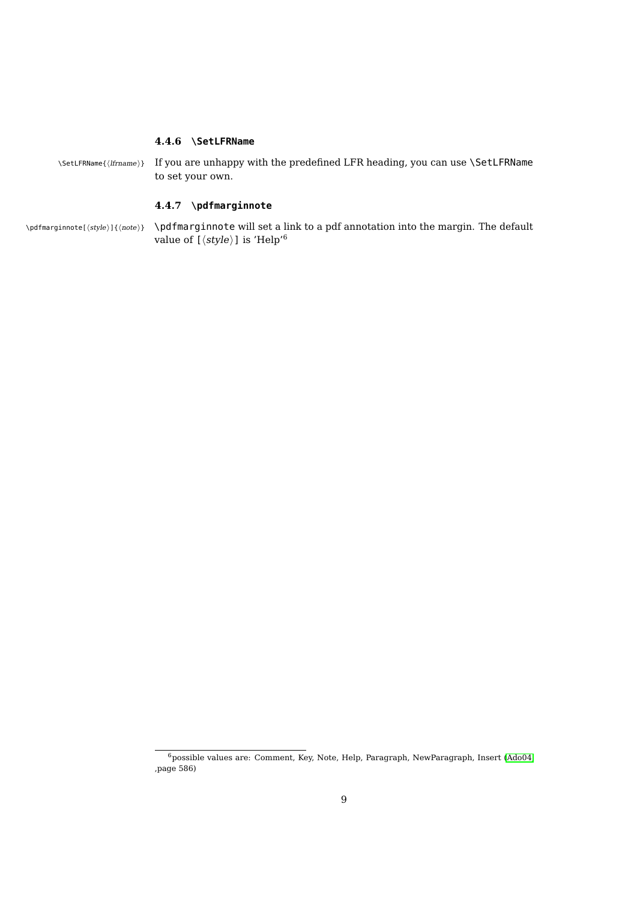### 4.4.6 `\SetLFRName`

`\SetLFRName{⟨lfrname⟩}` If you are unhappy with the predefined LFR heading, you can use `\SetLFRName` to set your own.

### 4.4.7 `\pdfmarginnote`

`\pdfmarginnote[⟨style⟩]{⟨note⟩}` `\pdfmarginnote` will set a link to a pdf annotation into the margin. The default value of `[`⟨*style*⟩`]` is 'Help'[6]

---

[6] possible values are: Comment, Key, Note, Help, Paragraph, NewParagraph, Insert [Ado04] ,page 586)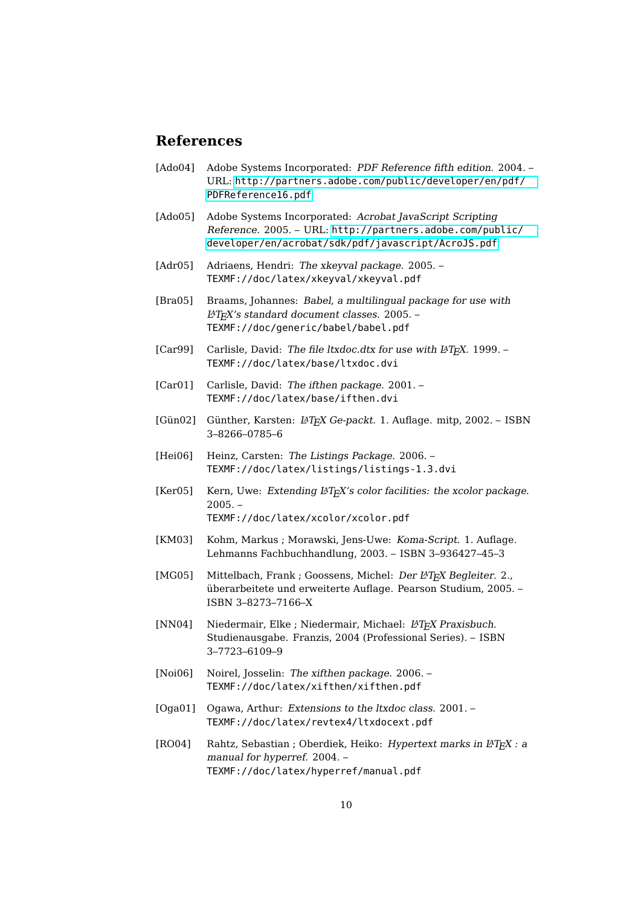## References

[Ado04] Adobe Systems Incorporated: *PDF Reference fifth edition*. 2004. – URL: `http://partners.adobe.com/public/developer/en/pdf/PDFReference16.pdf`

[Ado05] Adobe Systems Incorporated: *Acrobat JavaScript Scripting Reference*. 2005. – URL: `http://partners.adobe.com/public/developer/en/acrobat/sdk/pdf/javascript/AcroJS.pdf`

[Adr05] Adriaens, Hendri: *The xkeyval package*. 2005. – `TEXMF://doc/latex/xkeyval/xkeyval.pdf`

[Bra05] Braams, Johannes: *Babel, a multilingual package for use with LaTeX's standard document classes*. 2005. – `TEXMF://doc/generic/babel/babel.pdf`

[Car99] Carlisle, David: *The file ltxdoc.dtx for use with LaTeX*. 1999. – `TEXMF://doc/latex/base/ltxdoc.dvi`

[Car01] Carlisle, David: *The ifthen package*. 2001. – `TEXMF://doc/latex/base/ifthen.dvi`

[Gün02] Günther, Karsten: *LaTeX Ge-packt*. 1. Auflage. mitp, 2002. – ISBN 3–8266–0785–6

[Hei06] Heinz, Carsten: *The Listings Package*. 2006. – `TEXMF://doc/latex/listings/listings-1.3.dvi`

[Ker05] Kern, Uwe: *Extending LaTeX's color facilities: the xcolor package*. 2005. – `TEXMF://doc/latex/xcolor/xcolor.pdf`

[KM03] Kohm, Markus ; Morawski, Jens-Uwe: *Koma-Script*. 1. Auflage. Lehmanns Fachbuchhandlung, 2003. – ISBN 3–936427–45–3

[MG05] Mittelbach, Frank ; Goossens, Michel: *Der LaTeX Begleiter*. 2., überarbeitete und erweiterte Auflage. Pearson Studium, 2005. – ISBN 3–8273–7166–X

[NN04] Niedermair, Elke ; Niedermair, Michael: *LaTeX Praxisbuch*. Studienausgabe. Franzis, 2004 (Professional Series). – ISBN 3–7723–6109–9

[Noi06] Noirel, Josselin: *The xifthen package*. 2006. – `TEXMF://doc/latex/xifthen/xifthen.pdf`

[Oga01] Ogawa, Arthur: *Extensions to the ltxdoc class*. 2001. – `TEXMF://doc/latex/revtex4/ltxdocext.pdf`

[RO04] Rahtz, Sebastian ; Oberdiek, Heiko: *Hypertext marks in LaTeX : a manual for hyperref*. 2004. – `TEXMF://doc/latex/hyperref/manual.pdf`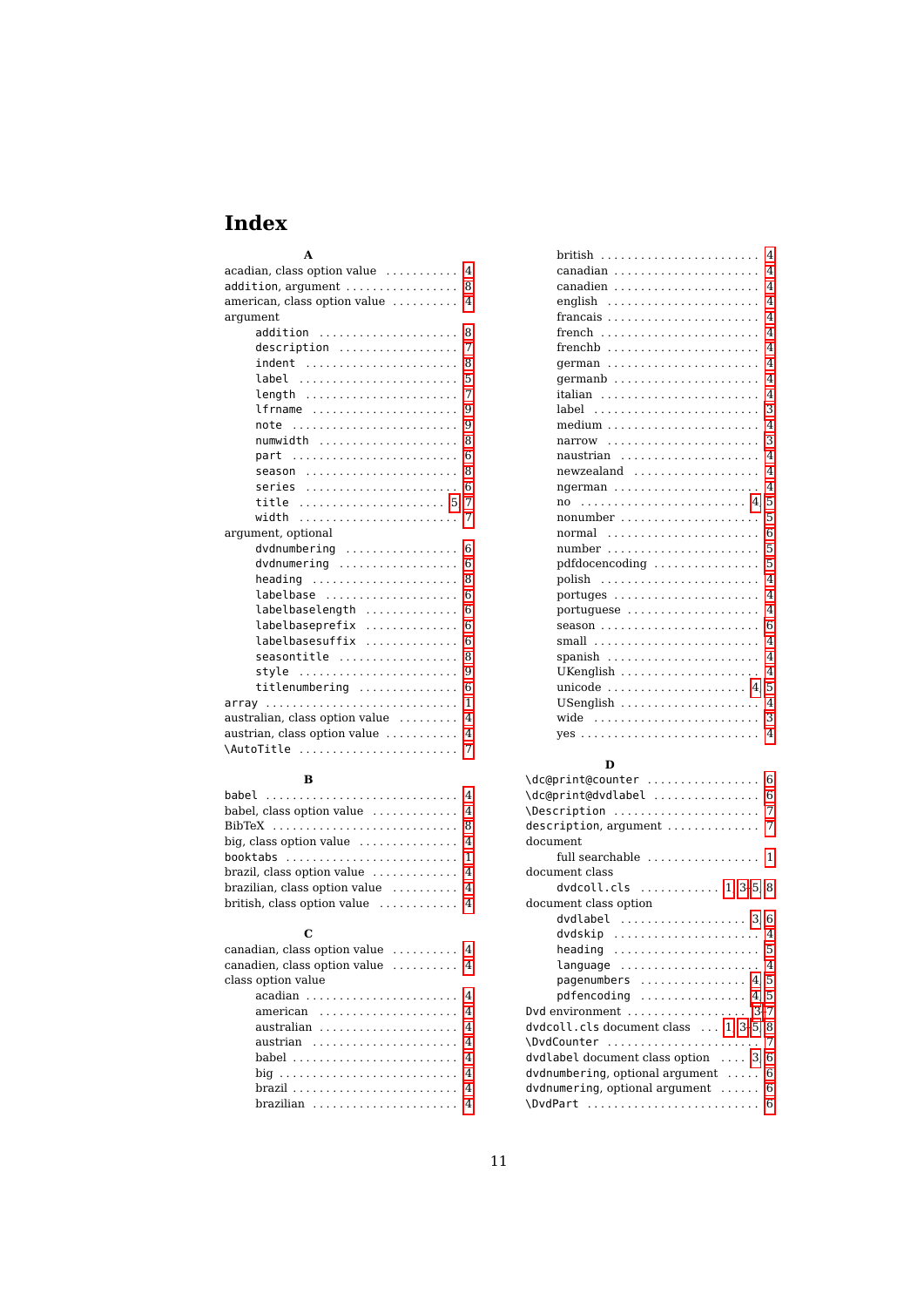# Index

### A

acadian, class option value . . . . . . . . . . . 4
addition, argument . . . . . . . . . . . . . . . . . 8
american, class option value . . . . . . . . . . 4
argument
- addition . . . . . . . . . . . . . . . . . . . . 8
- description . . . . . . . . . . . . . . . . . 7
- indent . . . . . . . . . . . . . . . . . . . . . 8
- label . . . . . . . . . . . . . . . . . . . . . . 5
- length . . . . . . . . . . . . . . . . . . . . . 7
- lfrname . . . . . . . . . . . . . . . . . . . . 9
- note . . . . . . . . . . . . . . . . . . . . . . 9
- numwidth . . . . . . . . . . . . . . . . . . . 8
- part . . . . . . . . . . . . . . . . . . . . . . 6
- season . . . . . . . . . . . . . . . . . . . . 8
- series . . . . . . . . . . . . . . . . . . . . . 6
- title . . . . . . . . . . . . . . . . . . . . 5, 7
- width . . . . . . . . . . . . . . . . . . . . . 7

argument, optional
- dvdnumbering . . . . . . . . . . . . . . . . 6
- dvdnumering . . . . . . . . . . . . . . . . 6
- heading . . . . . . . . . . . . . . . . . . . 8
- labelbase . . . . . . . . . . . . . . . . . . 6
- labelbaselength . . . . . . . . . . . . . 6
- labelbaseprefix . . . . . . . . . . . . . 6
- labelbasesuffix . . . . . . . . . . . . . 6
- seasontitle . . . . . . . . . . . . . . . . 8
- style . . . . . . . . . . . . . . . . . . . . . 9
- titlenumbering . . . . . . . . . . . . . . 6

array . . . . . . . . . . . . . . . . . . . . . . . . . 1
australian, class option value . . . . . . . . 4
austrian, class option value . . . . . . . . . . 4
\AutoTitle . . . . . . . . . . . . . . . . . . . . . 7

### B

babel . . . . . . . . . . . . . . . . . . . . . . . . . 4
babel, class option value . . . . . . . . . . . . 4
BibTeX . . . . . . . . . . . . . . . . . . . . . . . . 8
big, class option value . . . . . . . . . . . . . 4
booktabs . . . . . . . . . . . . . . . . . . . . . . . 1
brazil, class option value . . . . . . . . . . . 4
brazilian, class option value . . . . . . . . . 4
british, class option value . . . . . . . . . . . 4

### C

canadian, class option value . . . . . . . . . 4
canadien, class option value . . . . . . . . . 4
class option value
- acadian . . . . . . . . . . . . . . . . . . . . 4
- american . . . . . . . . . . . . . . . . . . . 4
- australian . . . . . . . . . . . . . . . . . . 4
- austrian . . . . . . . . . . . . . . . . . . . 4
- babel . . . . . . . . . . . . . . . . . . . . . 4
- big . . . . . . . . . . . . . . . . . . . . . . . 4
- brazil . . . . . . . . . . . . . . . . . . . . . 4
- brazilian . . . . . . . . . . . . . . . . . . . 4
- british . . . . . . . . . . . . . . . . . . . . 4
- canadian . . . . . . . . . . . . . . . . . . . 4
- canadien . . . . . . . . . . . . . . . . . . . 4
- english . . . . . . . . . . . . . . . . . . . . 4
- francais . . . . . . . . . . . . . . . . . . . 4
- french . . . . . . . . . . . . . . . . . . . . . 4
- frenchb . . . . . . . . . . . . . . . . . . . . 4
- german . . . . . . . . . . . . . . . . . . . . 4
- germanb . . . . . . . . . . . . . . . . . . . 4
- italian . . . . . . . . . . . . . . . . . . . . 4
- label . . . . . . . . . . . . . . . . . . . . . . 3
- medium . . . . . . . . . . . . . . . . . . . . 4
- narrow . . . . . . . . . . . . . . . . . . . . 3
- naustrian . . . . . . . . . . . . . . . . . . 4
- newzealand . . . . . . . . . . . . . . . . . 4
- ngerman . . . . . . . . . . . . . . . . . . . 4
- no . . . . . . . . . . . . . . . . . . . . . . 4, 5
- nonumber . . . . . . . . . . . . . . . . . . 5
- normal . . . . . . . . . . . . . . . . . . . . 6
- number . . . . . . . . . . . . . . . . . . . . 5
- pdfdocencoding . . . . . . . . . . . . . 5
- polish . . . . . . . . . . . . . . . . . . . . 4
- portuges . . . . . . . . . . . . . . . . . . 4
- portuguese . . . . . . . . . . . . . . . . . 4
- season . . . . . . . . . . . . . . . . . . . . 6
- small . . . . . . . . . . . . . . . . . . . . . 4
- spanish . . . . . . . . . . . . . . . . . . . 4
- UKenglish . . . . . . . . . . . . . . . . . . 4
- unicode . . . . . . . . . . . . . . . . . . 4, 5
- USenglish . . . . . . . . . . . . . . . . . . 4
- wide . . . . . . . . . . . . . . . . . . . . . . 3
- yes . . . . . . . . . . . . . . . . . . . . . . . 4

### D

\dc@print@counter . . . . . . . . . . . . . . . . 6
\dc@print@dvdlabel . . . . . . . . . . . . . . . 6
\Description . . . . . . . . . . . . . . . . . . . . 7
description, argument . . . . . . . . . . . . . 7
document
- full searchable . . . . . . . . . . . . . . . 1

document class
- dvdcoll.cls . . . . . . . . . . . . 1, 3, 5, 8

document class option
- dvdlabel . . . . . . . . . . . . . . . . . . 3, 6
- dvdskip . . . . . . . . . . . . . . . . . . . . 4
- heading . . . . . . . . . . . . . . . . . . . 5
- language . . . . . . . . . . . . . . . . . . 4
- pagenumbers . . . . . . . . . . . . . . 4, 5
- pdfencoding . . . . . . . . . . . . . . . 4, 5

Dvd environment . . . . . . . . . . . . . . . . 3, 7
dvdcoll.cls document class . . . . 1, 3, 5, 8
\DvdCounter . . . . . . . . . . . . . . . . . . . . 7
dvdlabel document class option . . . . 3, 6
dvdnumbering, optional argument . . . . . 6
dvdnumering, optional argument . . . . . . 6
\DvdPart . . . . . . . . . . . . . . . . . . . . . . 6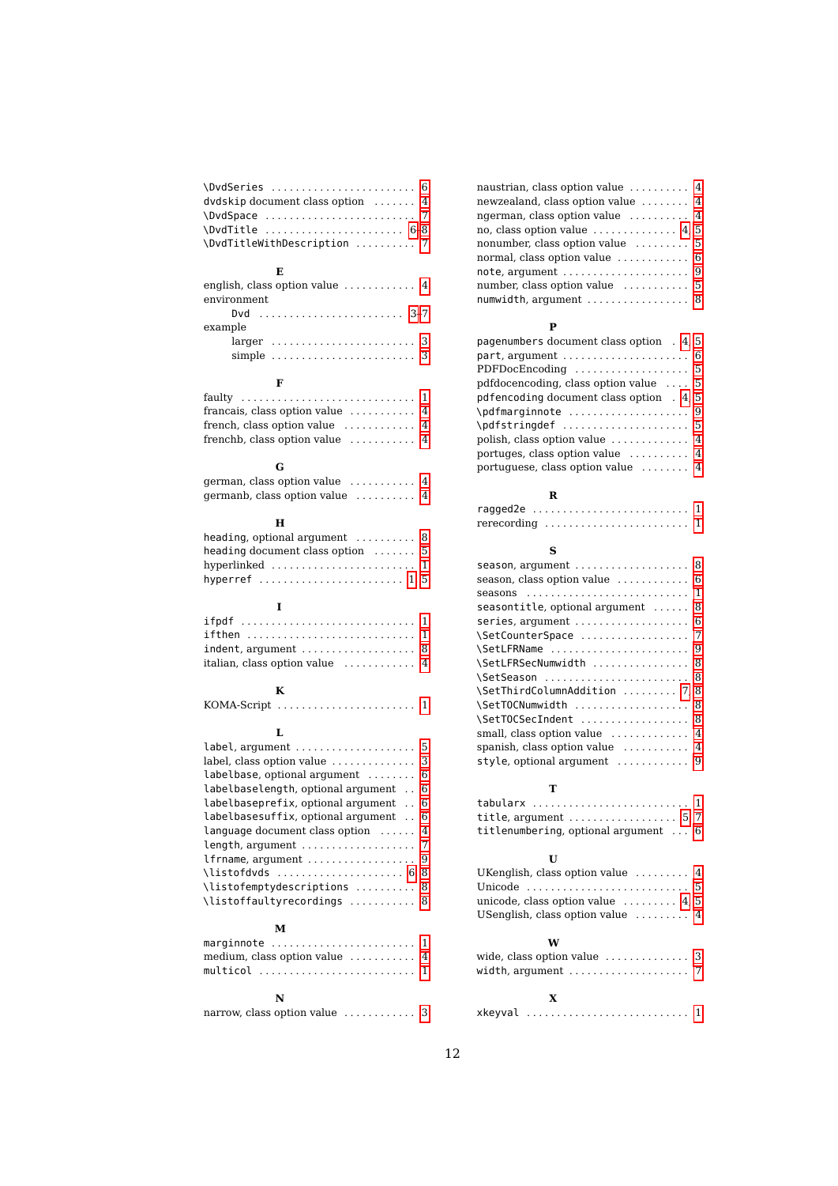\DvdSeries . . . . . . . . . . . . . . . . . . . . . . . . 6
dvdskip document class option . . . . . . . 4
\DvdSpace . . . . . . . . . . . . . . . . . . . . . . . . 7
\DvdTitle . . . . . . . . . . . . . . . . . . . . . . . 6, 8
\DvdTitleWithDescription . . . . . . . . . . 7

**E**

english, class option value . . . . . . . . . . . 4
environment
    Dvd . . . . . . . . . . . . . . . . . . . . . . . . 3, 7
example
    larger . . . . . . . . . . . . . . . . . . . . . . . . 3
    simple . . . . . . . . . . . . . . . . . . . . . . . . 3

**F**

faulty . . . . . . . . . . . . . . . . . . . . . . . . . . . . 1
francais, class option value . . . . . . . . . . . 4
french, class option value . . . . . . . . . . . . 4
frenchb, class option value . . . . . . . . . . . 4

**G**

german, class option value . . . . . . . . . . . 4
germanb, class option value . . . . . . . . . . 4

**H**

heading, optional argument . . . . . . . . . . 8
heading document class option . . . . . . . 5
hyperlinked . . . . . . . . . . . . . . . . . . . . . . . 1
hyperref . . . . . . . . . . . . . . . . . . . . . . . . 1, 5

**I**

ifpdf . . . . . . . . . . . . . . . . . . . . . . . . . . . . 1
ifthen . . . . . . . . . . . . . . . . . . . . . . . . . . . 1
indent, argument . . . . . . . . . . . . . . . . . . 8
italian, class option value . . . . . . . . . . . . 4

**K**

KOMA-Script . . . . . . . . . . . . . . . . . . . . . . 1

**L**

label, argument . . . . . . . . . . . . . . . . . . . 5
label, class option value . . . . . . . . . . . . . 3
labelbase, optional argument . . . . . . . . 6
labelbaselength, optional argument . . 6
labelbaseprefix, optional argument . . 6
labelbasesuffix, optional argument . . 6
language document class option . . . . . . 4
length, argument . . . . . . . . . . . . . . . . . . 7
lfrname, argument . . . . . . . . . . . . . . . . . 9
\listofdvds . . . . . . . . . . . . . . . . . . . . 6, 8
\listofemptydescriptions . . . . . . . . . . 8
\listoffaultyrecordings . . . . . . . . . . . 8

**M**

marginnote . . . . . . . . . . . . . . . . . . . . . . . 1
medium, class option value . . . . . . . . . . . 4
multicol . . . . . . . . . . . . . . . . . . . . . . . . . 1

**N**

narrow, class option value . . . . . . . . . . . 3
naustrian, class option value . . . . . . . . . . 4
newzealand, class option value . . . . . . . . 4
ngerman, class option value . . . . . . . . . . 4
no, class option value . . . . . . . . . . . . . 4, 5
nonumber, class option value . . . . . . . . . 5
normal, class option value . . . . . . . . . . . . 6
note, argument . . . . . . . . . . . . . . . . . . . . 9
number, class option value . . . . . . . . . . . 5
numwidth, argument . . . . . . . . . . . . . . . . 8

**P**

pagenumbers document class option . 4, 5
part, argument . . . . . . . . . . . . . . . . . . . . 6
PDFDocEncoding . . . . . . . . . . . . . . . . . . 5
pdfdocencoding, class option value . . . . 5
pdfencoding document class option . 4, 5
\pdfmarginnote . . . . . . . . . . . . . . . . . . . 9
\pdfstringdef . . . . . . . . . . . . . . . . . . . . 5
polish, class option value . . . . . . . . . . . . 4
portuges, class option value . . . . . . . . . . 4
portuguese, class option value . . . . . . . . 4

**R**

ragged2e . . . . . . . . . . . . . . . . . . . . . . . . . 1
rerecording . . . . . . . . . . . . . . . . . . . . . . . 1

**S**

season, argument . . . . . . . . . . . . . . . . . . 8
season, class option value . . . . . . . . . . . 6
seasons . . . . . . . . . . . . . . . . . . . . . . . . . . 1
seasontitle, optional argument . . . . . . 8
series, argument . . . . . . . . . . . . . . . . . . 6
\SetCounterSpace . . . . . . . . . . . . . . . . . 7
\SetLFRName . . . . . . . . . . . . . . . . . . . . . 9
\SetLFRSecNumwidth . . . . . . . . . . . . . . 8
\SetSeason . . . . . . . . . . . . . . . . . . . . . . . 8
\SetThirdColumnAddition . . . . . . . . . 7, 8
\SetTOCNumwidth . . . . . . . . . . . . . . . . . 8
\SetTOCSecIndent . . . . . . . . . . . . . . . . . 8
small, class option value . . . . . . . . . . . . . 4
spanish, class option value . . . . . . . . . . . 4
style, optional argument . . . . . . . . . . . . 9

**T**

tabularx . . . . . . . . . . . . . . . . . . . . . . . . . 1
title, argument . . . . . . . . . . . . . . . . . . 5, 7
titlenumbering, optional argument . . . 6

**U**

UKenglish, class option value . . . . . . . . 4
Unicode . . . . . . . . . . . . . . . . . . . . . . . . . . 5
unicode, class option value . . . . . . . . . 4, 5
USenglish, class option value . . . . . . . . 4

**W**

wide, class option value . . . . . . . . . . . . . 3
width, argument . . . . . . . . . . . . . . . . . . . 7

**X**

xkeyval . . . . . . . . . . . . . . . . . . . . . . . . . . 1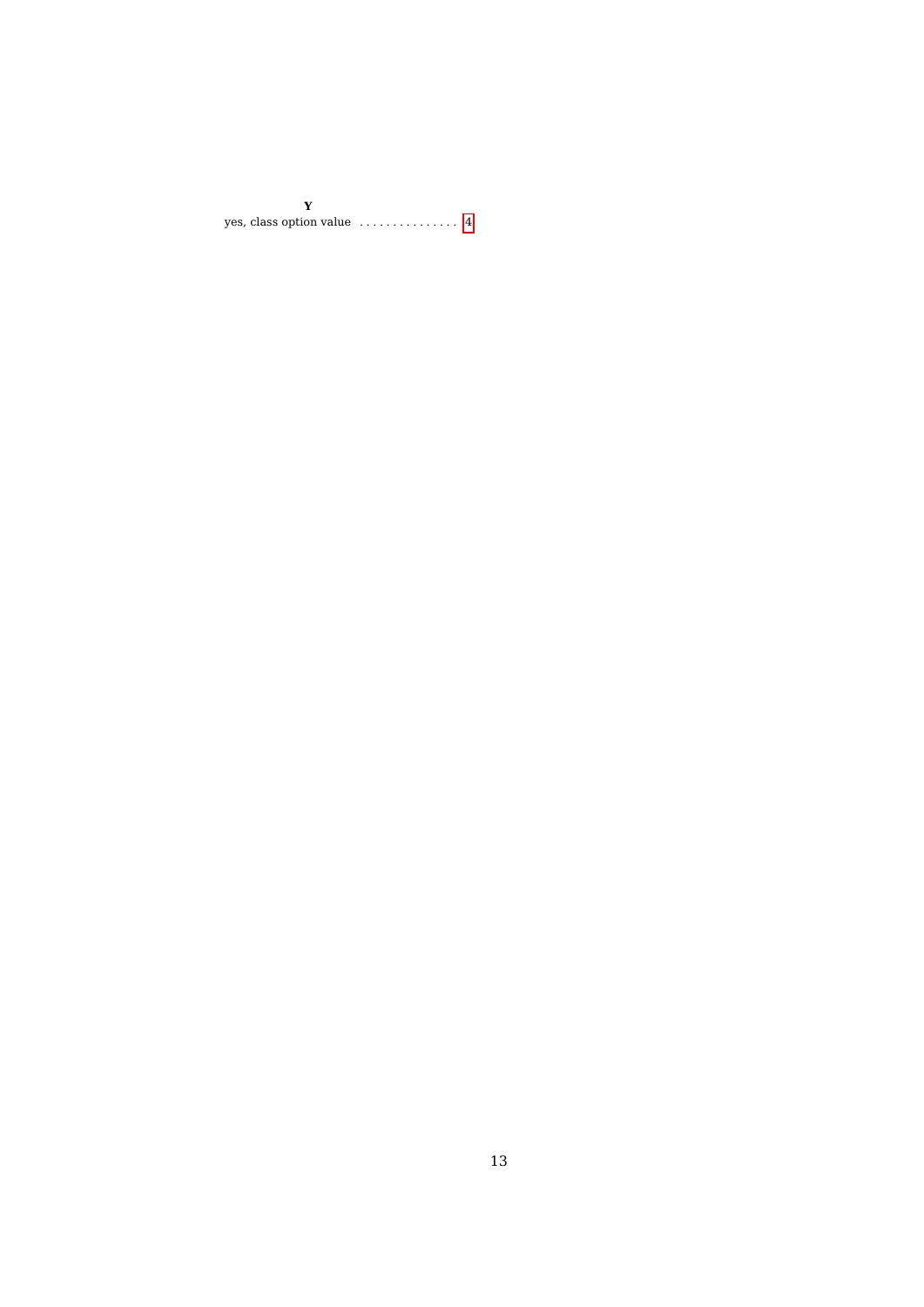**Y**

yes, class option value . . . . . . . . . . . . . . . 4